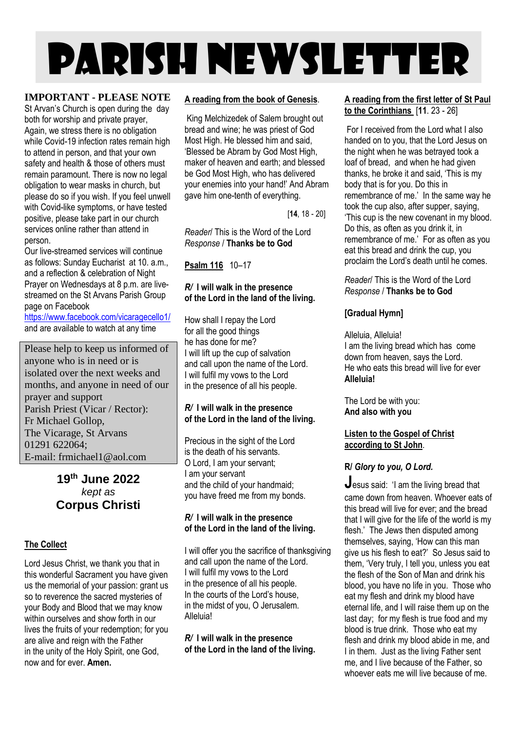# PARISH NEWSLETTER

**IMPORTANT - PLEASE NOTE**

St Arvan's Church is open during the day both for worship and private prayer, Again, we stress there is no obligation while Covid-19 infection rates remain high to attend in person, and that your own safety and health & those of others must remain paramount. There is now no legal obligation to wear masks in church, but please do so if you wish. If you feel unwell with Covid-like symptoms, or have tested positive, please take part in our church services online rather than attend in person.

Our live-streamed services will continue as follows: Sunday Eucharist at 10. a.m., and a reflection & celebration of Night Prayer on Wednesdays at 8 p.m. are live-streamed on the St Arvans Parish Group page on Facebook
https://www.facebook.com/vicaragecello1/
and are available to watch at any time

Please help to keep us informed of anyone who is in need or is isolated over the next weeks and months, and anyone in need of our prayer and support
Parish Priest (Vicar / Rector):
Fr Michael Gollop,
The Vicarage, St Arvans
01291 622064;
E-mail: frmichael1@aol.com

## 19th June 2022
*kept as*
## Corpus Christi

**The Collect**

Lord Jesus Christ, we thank you that in this wonderful Sacrament you have given us the memorial of your passion: grant us so to reverence the sacred mysteries of your Body and Blood that we may know within ourselves and show forth in our lives the fruits of your redemption; for you are alive and reign with the Father in the unity of the Holy Spirit, one God, now and for ever. **Amen.**

**A reading from the book of Genesis**.

King Melchizedek of Salem brought out bread and wine; he was priest of God Most High. He blessed him and said, 'Blessed be Abram by God Most High, maker of heaven and earth; and blessed be God Most High, who has delivered your enemies into your hand!' And Abram gave him one-tenth of everything.

[**14**, 18 - 20]

*Reader*/ This is the Word of the Lord
*Response* / **Thanks be to God**

**Psalm 116** 10–17

***R/* I will walk in the presence of the Lord in the land of the living.**

How shall I repay the Lord
for all the good things
he has done for me?
I will lift up the cup of salvation
and call upon the name of the Lord.
I will fulfil my vows to the Lord
in the presence of all his people.

***R/* I will walk in the presence of the Lord in the land of the living.**

Precious in the sight of the Lord
is the death of his servants.
O Lord, I am your servant;
I am your servant
and the child of your handmaid;
you have freed me from my bonds.

***R/* I will walk in the presence of the Lord in the land of the living.**

I will offer you the sacrifice of thanksgiving
and call upon the name of the Lord.
I will fulfil my vows to the Lord
in the presence of all his people.
In the courts of the Lord's house,
in the midst of you, O Jerusalem.
Alleluia!

***R/* I will walk in the presence of the Lord in the land of the living.**

**A reading from the first letter of St Paul to the Corinthians** [**11**. 23 - 26]

For I received from the Lord what I also handed on to you, that the Lord Jesus on the night when he was betrayed took a loaf of bread, and when he had given thanks, he broke it and said, 'This is my body that is for you. Do this in remembrance of me.' In the same way he took the cup also, after supper, saying, 'This cup is the new covenant in my blood. Do this, as often as you drink it, in remembrance of me.' For as often as you eat this bread and drink the cup, you proclaim the Lord's death until he comes.

*Reader*/ This is the Word of the Lord
*Response* / **Thanks be to God**

**[Gradual Hymn]**

Alleluia, Alleluia!
I am the living bread which has come down from heaven, says the Lord.
He who eats this bread will live for ever
**Alleluia!**

The Lord be with you:
**And also with you**

**Listen to the Gospel of Christ according to St John**.

**R/ *Glory to you, O Lord.***

Jesus said: 'I am the living bread that came down from heaven. Whoever eats of this bread will live for ever; and the bread that I will give for the life of the world is my flesh.' The Jews then disputed among themselves, saying, 'How can this man give us his flesh to eat?' So Jesus said to them, 'Very truly, I tell you, unless you eat the flesh of the Son of Man and drink his blood, you have no life in you. Those who eat my flesh and drink my blood have eternal life, and I will raise them up on the last day; for my flesh is true food and my blood is true drink. Those who eat my flesh and drink my blood abide in me, and I in them. Just as the living Father sent me, and I live because of the Father, so whoever eats me will live because of me.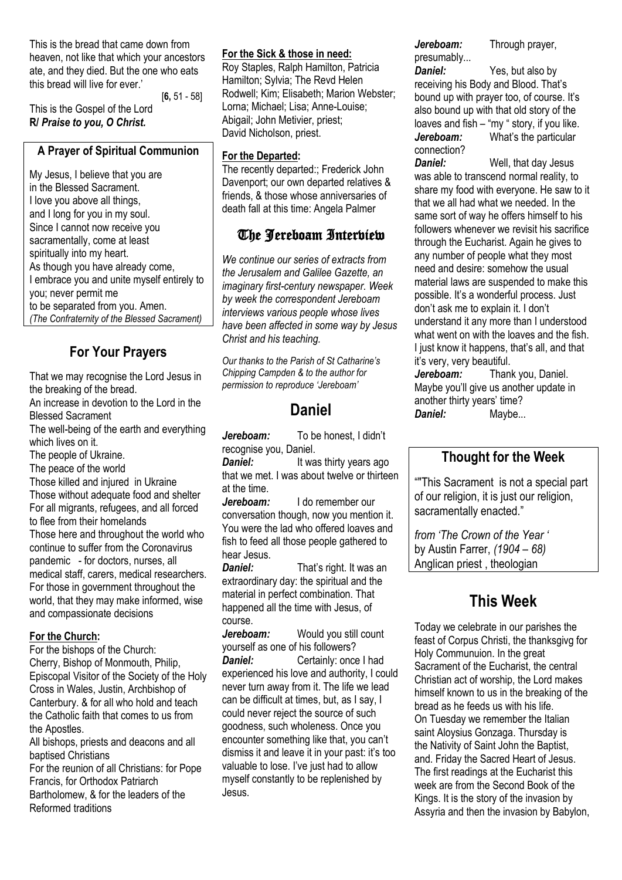This is the bread that came down from heaven, not like that which your ancestors ate, and they died. But the one who eats this bread will live for ever.'

[**6,** 51 - 58]

This is the Gospel of the Lord
**R/ *Praise to you, O Christ.***

### A Prayer of Spiritual Communion

My Jesus, I believe that you are
in the Blessed Sacrament.
I love you above all things,
and I long for you in my soul.
Since I cannot now receive you
sacramentally, come at least
spiritually into my heart.
As though you have already come,
I embrace you and unite myself entirely to you; never permit me
to be separated from you. Amen.
*(The Confraternity of the Blessed Sacrament)*

## For Your Prayers

That we may recognise the Lord Jesus in the breaking of the bread.
An increase in devotion to the Lord in the Blessed Sacrament
The well-being of the earth and everything which lives on it.
The people of Ukraine.
The peace of the world
Those killed and injured in Ukraine
Those without adequate food and shelter
For all migrants, refugees, and all forced to flee from their homelands
Those here and throughout the world who continue to suffer from the Coronavirus pandemic - for doctors, nurses, all medical staff, carers, medical researchers.
For those in government throughout the world, that they may make informed, wise and compassionate decisions

**For the Church:**

For the bishops of the Church:
Cherry, Bishop of Monmouth, Philip, Episcopal Visitor of the Society of the Holy Cross in Wales, Justin, Archbishop of Canterbury. & for all who hold and teach the Catholic faith that comes to us from the Apostles.
All bishops, priests and deacons and all baptised Christians
For the reunion of all Christians: for Pope Francis, for Orthodox Patriarch Bartholomew, & for the leaders of the Reformed traditions

**For the Sick & those in need:**

Roy Staples, Ralph Hamilton, Patricia Hamilton; Sylvia; The Revd Helen Rodwell; Kim; Elisabeth; Marion Webster; Lorna; Michael; Lisa; Anne-Louise; Abigail; John Metivier, priest; David Nicholson, priest.

**For the Departed:**

The recently departed:; Frederick John Davenport; our own departed relatives & friends, & those whose anniversaries of death fall at this time: Angela Palmer

## The Jereboam Interview

*We continue our series of extracts from the Jerusalem and Galilee Gazette, an imaginary first-century newspaper. Week by week the correspondent Jereboam interviews various people whose lives have been affected in some way by Jesus Christ and his teaching.*

*Our thanks to the Parish of St Catharine's Chipping Campden & to the author for permission to reproduce 'Jereboam'*

## Daniel

***Jereboam:*** To be honest, I didn't recognise you, Daniel.

***Daniel:*** It was thirty years ago that we met. I was about twelve or thirteen at the time.

***Jereboam:*** I do remember our conversation though, now you mention it. You were the lad who offered loaves and fish to feed all those people gathered to hear Jesus.

***Daniel:*** That's right. It was an extraordinary day: the spiritual and the material in perfect combination. That happened all the time with Jesus, of course.

***Jereboam:*** Would you still count yourself as one of his followers?

***Daniel:*** Certainly: once I had experienced his love and authority, I could never turn away from it. The life we lead can be difficult at times, but, as I say, I could never reject the source of such goodness, such wholeness. Once you encounter something like that, you can't dismiss it and leave it in your past: it's too valuable to lose. I've just had to allow myself constantly to be replenished by Jesus.

***Jereboam:*** Through prayer, presumably...

***Daniel:*** Yes, but also by receiving his Body and Blood. That's bound up with prayer too, of course. It's also bound up with that old story of the loaves and fish – "my " story, if you like.

***Jereboam:*** What's the particular connection?

***Daniel:*** Well, that day Jesus was able to transcend normal reality, to share my food with everyone. He saw to it that we all had what we needed. In the same sort of way he offers himself to his followers whenever we revisit his sacrifice through the Eucharist. Again he gives to any number of people what they most need and desire: somehow the usual material laws are suspended to make this possible. It's a wonderful process. Just don't ask me to explain it. I don't understand it any more than I understood what went on with the loaves and the fish. I just know it happens, that's all, and that it's very, very beautiful.

***Jereboam:*** Thank you, Daniel. Maybe you'll give us another update in another thirty years' time?

***Daniel:*** Maybe...

## Thought for the Week

""This Sacrament is not a special part of our religion, it is just our religion, sacramentally enacted."

*from 'The Crown of the Year '* by Austin Farrer, *(1904 – 68)*
Anglican priest , theologian

## This Week

Today we celebrate in our parishes the feast of Corpus Christi, the thanksgivg for Holy Communuion. In the great Sacrament of the Eucharist, the central Christian act of worship, the Lord makes himself known to us in the breaking of the bread as he feeds us with his life.
On Tuesday we remember the Italian saint Aloysius Gonzaga. Thursday is the Nativity of Saint John the Baptist, and. Friday the Sacred Heart of Jesus. The first readings at the Eucharist this week are from the Second Book of the Kings. It is the story of the invasion by Assyria and then the invasion by Babylon,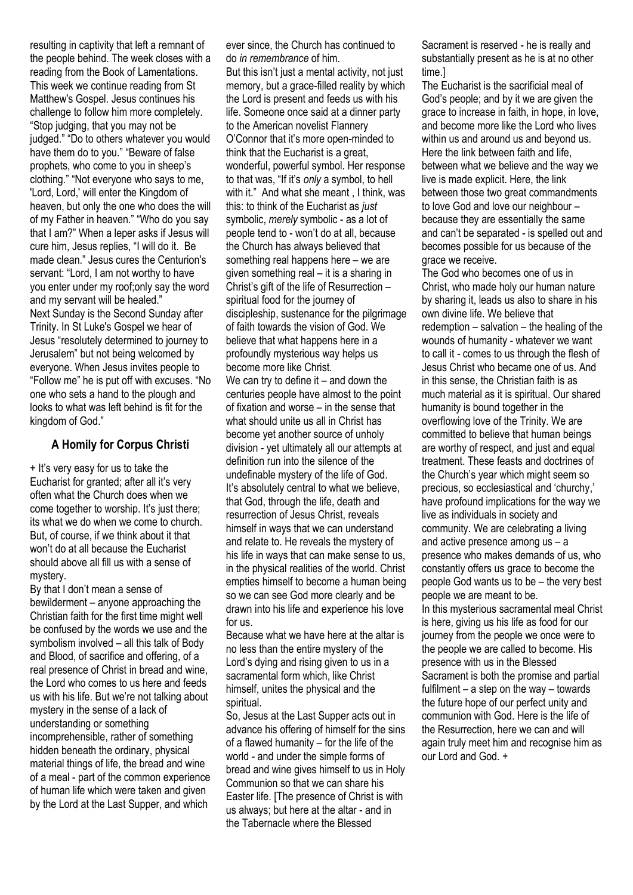resulting in captivity that left a remnant of the people behind. The week closes with a reading from the Book of Lamentations. This week we continue reading from St Matthew's Gospel. Jesus continues his challenge to follow him more completely. "Stop judging, that you may not be judged." "Do to others whatever you would have them do to you." "Beware of false prophets, who come to you in sheep's clothing." "Not everyone who says to me, 'Lord, Lord,' will enter the Kingdom of heaven, but only the one who does the will of my Father in heaven." "Who do you say that I am?" When a leper asks if Jesus will cure him, Jesus replies, "I will do it. Be made clean." Jesus cures the Centurion's servant: "Lord, I am not worthy to have you enter under my roof;only say the word and my servant will be healed."

Next Sunday is the Second Sunday after Trinity. In St Luke's Gospel we hear of Jesus "resolutely determined to journey to Jerusalem" but not being welcomed by everyone. When Jesus invites people to "Follow me" he is put off with excuses. "No one who sets a hand to the plough and looks to what was left behind is fit for the kingdom of God."

## A Homily for Corpus Christi

+ It's very easy for us to take the Eucharist for granted; after all it's very often what the Church does when we come together to worship. It's just there; its what we do when we come to church. But, of course, if we think about it that won't do at all because the Eucharist should above all fill us with a sense of mystery.

By that I don't mean a sense of bewilderment – anyone approaching the Christian faith for the first time might well be confused by the words we use and the symbolism involved – all this talk of Body and Blood, of sacrifice and offering, of a real presence of Christ in bread and wine, the Lord who comes to us here and feeds us with his life. But we're not talking about mystery in the sense of a lack of understanding or something incomprehensible, rather of something hidden beneath the ordinary, physical material things of life, the bread and wine of a meal - part of the common experience of human life which were taken and given by the Lord at the Last Supper, and which ever since, the Church has continued to do *in remembrance* of him.

But this isn't just a mental activity, not just memory, but a grace-filled reality by which the Lord is present and feeds us with his life. Someone once said at a dinner party to the American novelist Flannery O'Connor that it's more open-minded to think that the Eucharist is a great, wonderful, powerful symbol. Her response to that was, "If it's *only* a symbol, to hell with it." And what she meant , I think, was this: to think of the Eucharist as *just* symbolic, *merely* symbolic - as a lot of people tend to - won't do at all, because the Church has always believed that something real happens here – we are given something real – it is a sharing in Christ's gift of the life of Resurrection – spiritual food for the journey of discipleship, sustenance for the pilgrimage of faith towards the vision of God. We believe that what happens here in a profoundly mysterious way helps us become more like Christ.

We can try to define it – and down the centuries people have almost to the point of fixation and worse – in the sense that what should unite us all in Christ has become yet another source of unholy division - yet ultimately all our attempts at definition run into the silence of the undefinable mystery of the life of God. It's absolutely central to what we believe, that God, through the life, death and resurrection of Jesus Christ, reveals himself in ways that we can understand and relate to. He reveals the mystery of his life in ways that can make sense to us, in the physical realities of the world. Christ empties himself to become a human being so we can see God more clearly and be drawn into his life and experience his love for us.

Because what we have here at the altar is no less than the entire mystery of the Lord's dying and rising given to us in a sacramental form which, like Christ himself, unites the physical and the spiritual.

So, Jesus at the Last Supper acts out in advance his offering of himself for the sins of a flawed humanity – for the life of the world - and under the simple forms of bread and wine gives himself to us in Holy Communion so that we can share his Easter life. [The presence of Christ is with us always; but here at the altar - and in the Tabernacle where the Blessed Sacrament is reserved - he is really and substantially present as he is at no other time.]

The Eucharist is the sacrificial meal of God's people; and by it we are given the grace to increase in faith, in hope, in love, and become more like the Lord who lives within us and around us and beyond us. Here the link between faith and life, between what we believe and the way we live is made explicit. Here, the link between those two great commandments to love God and love our neighbour – because they are essentially the same and can't be separated - is spelled out and becomes possible for us because of the grace we receive.

The God who becomes one of us in Christ, who made holy our human nature by sharing it, leads us also to share in his own divine life. We believe that redemption – salvation – the healing of the wounds of humanity - whatever we want to call it - comes to us through the flesh of Jesus Christ who became one of us. And in this sense, the Christian faith is as much material as it is spiritual. Our shared humanity is bound together in the overflowing love of the Trinity. We are committed to believe that human beings are worthy of respect, and just and equal treatment. These feasts and doctrines of the Church's year which might seem so precious, so ecclesiastical and 'churchy,' have profound implications for the way we live as individuals in society and community. We are celebrating a living and active presence among us – a presence who makes demands of us, who constantly offers us grace to become the people God wants us to be – the very best people we are meant to be.

In this mysterious sacramental meal Christ is here, giving us his life as food for our journey from the people we once were to the people we are called to become. His presence with us in the Blessed Sacrament is both the promise and partial fulfilment – a step on the way – towards the future hope of our perfect unity and communion with God. Here is the life of the Resurrection, here we can and will again truly meet him and recognise him as our Lord and God. +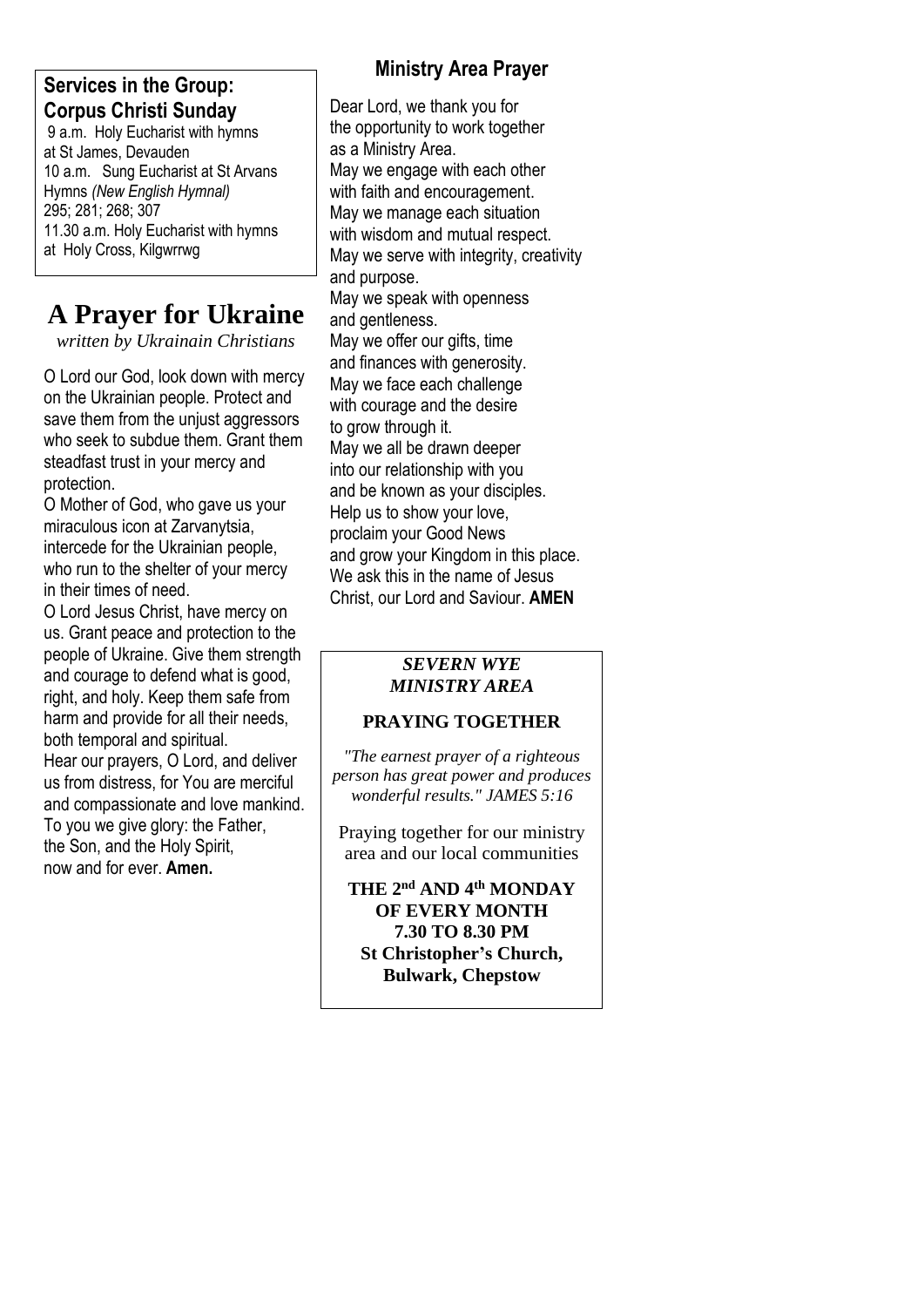## Services in the Group: Corpus Christi Sunday

9 a.m. Holy Eucharist with hymns at St James, Devauden

10 a.m. Sung Eucharist at St Arvans

Hymns *(New English Hymnal)*

295; 281; 268; 307

11.30 a.m. Holy Eucharist with hymns at Holy Cross, Kilgwrrwg

# A Prayer for Ukraine

*written by Ukrainain Christians*

O Lord our God, look down with mercy on the Ukrainian people. Protect and save them from the unjust aggressors who seek to subdue them. Grant them steadfast trust in your mercy and protection.

O Mother of God, who gave us your miraculous icon at Zarvanytsia, intercede for the Ukrainian people, who run to the shelter of your mercy in their times of need.

O Lord Jesus Christ, have mercy on us. Grant peace and protection to the people of Ukraine. Give them strength and courage to defend what is good, right, and holy. Keep them safe from harm and provide for all their needs, both temporal and spiritual.

Hear our prayers, O Lord, and deliver us from distress, for You are merciful and compassionate and love mankind.

To you we give glory: the Father, the Son, and the Holy Spirit, now and for ever. **Amen.**

## Ministry Area Prayer

Dear Lord, we thank you for
the opportunity to work together
as a Ministry Area.
May we engage with each other
with faith and encouragement.
May we manage each situation
with wisdom and mutual respect.
May we serve with integrity, creativity
and purpose.
May we speak with openness
and gentleness.
May we offer our gifts, time
and finances with generosity.
May we face each challenge
with courage and the desire
to grow through it.
May we all be drawn deeper
into our relationship with you
and be known as your disciples.
Help us to show your love,
proclaim your Good News
and grow your Kingdom in this place.
We ask this in the name of Jesus
Christ, our Lord and Saviour. **AMEN**

***SEVERN WYE MINISTRY AREA***

**PRAYING TOGETHER**

*"The earnest prayer of a righteous person has great power and produces wonderful results." JAMES 5:16*

Praying together for our ministry area and our local communities

**THE 2nd AND 4th MONDAY OF EVERY MONTH**
**7.30 TO 8.30 PM**
**St Christopher's Church, Bulwark, Chepstow**